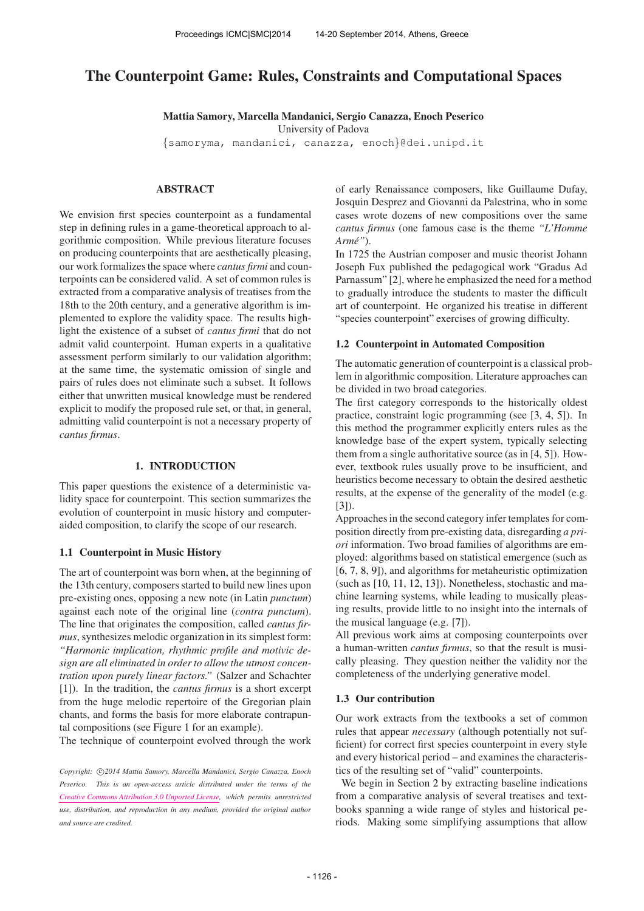# The Counterpoint Game: Rules, Constraints and Computational Spaces

**Mattia Samory, Marcella Mandanici, Sergio Canazza, Enoch Peserico**
University of Padova
{samoryma, mandanici, canazza, enoch}@dei.unipd.it

## ABSTRACT

We envision first species counterpoint as a fundamental step in defining rules in a game-theoretical approach to algorithmic composition. While previous literature focuses on producing counterpoints that are aesthetically pleasing, our work formalizes the space where *cantus firmi* and counterpoints can be considered valid. A set of common rules is extracted from a comparative analysis of treatises from the 18th to the 20th century, and a generative algorithm is implemented to explore the validity space. The results highlight the existence of a subset of *cantus firmi* that do not admit valid counterpoint. Human experts in a qualitative assessment perform similarly to our validation algorithm; at the same time, the systematic omission of single and pairs of rules does not eliminate such a subset. It follows either that unwritten musical knowledge must be rendered explicit to modify the proposed rule set, or that, in general, admitting valid counterpoint is not a necessary property of *cantus firmus*.

## 1. INTRODUCTION

This paper questions the existence of a deterministic validity space for counterpoint. This section summarizes the evolution of counterpoint in music history and computer-aided composition, to clarify the scope of our research.

### 1.1 Counterpoint in Music History

The art of counterpoint was born when, at the beginning of the 13th century, composers started to build new lines upon pre-existing ones, opposing a new note (in Latin *punctum*) against each note of the original line (*contra punctum*). The line that originates the composition, called *cantus firmus*, synthesizes melodic organization in its simplest form: *"Harmonic implication, rhythmic profile and motivic design are all eliminated in order to allow the utmost concentration upon purely linear factors."* (Salzer and Schachter [1]). In the tradition, the *cantus firmus* is a short excerpt from the huge melodic repertoire of the Gregorian plain chants, and forms the basis for more elaborate contrapuntal compositions (see Figure 1 for an example).

The technique of counterpoint evolved through the work of early Renaissance composers, like Guillaume Dufay, Josquin Desprez and Giovanni da Palestrina, who in some cases wrote dozens of new compositions over the same *cantus firmus* (one famous case is the theme *"L'Homme Armé"*).

In 1725 the Austrian composer and music theorist Johann Joseph Fux published the pedagogical work "Gradus Ad Parnassum" [2], where he emphasized the need for a method to gradually introduce the students to master the difficult art of counterpoint. He organized his treatise in different "species counterpoint" exercises of growing difficulty.

### 1.2 Counterpoint in Automated Composition

The automatic generation of counterpoint is a classical problem in algorithmic composition. Literature approaches can be divided in two broad categories.

The first category corresponds to the historically oldest practice, constraint logic programming (see [3, 4, 5]). In this method the programmer explicitly enters rules as the knowledge base of the expert system, typically selecting them from a single authoritative source (as in [4, 5]). However, textbook rules usually prove to be insufficient, and heuristics become necessary to obtain the desired aesthetic results, at the expense of the generality of the model (e.g. [3]).

Approaches in the second category infer templates for composition directly from pre-existing data, disregarding *a priori* information. Two broad families of algorithms are employed: algorithms based on statistical emergence (such as [6, 7, 8, 9]), and algorithms for metaheuristic optimization (such as [10, 11, 12, 13]). Nonetheless, stochastic and machine learning systems, while leading to musically pleasing results, provide little to no insight into the internals of the musical language (e.g. [7]).

All previous work aims at composing counterpoints over a human-written *cantus firmus*, so that the result is musically pleasing. They question neither the validity nor the completeness of the underlying generative model.

### 1.3 Our contribution

Our work extracts from the textbooks a set of common rules that appear *necessary* (although potentially not sufficient) for correct first species counterpoint in every style and every historical period – and examines the characteristics of the resulting set of "valid" counterpoints.

We begin in Section 2 by extracting baseline indications from a comparative analysis of several treatises and textbooks spanning a wide range of styles and historical periods. Making some simplifying assumptions that allow

*Copyright: ©2014 Mattia Samory, Marcella Mandanici, Sergio Canazza, Enoch Peserico. This is an open-access article distributed under the terms of the Creative Commons Attribution 3.0 Unported License, which permits unrestricted use, distribution, and reproduction in any medium, provided the original author and source are credited.*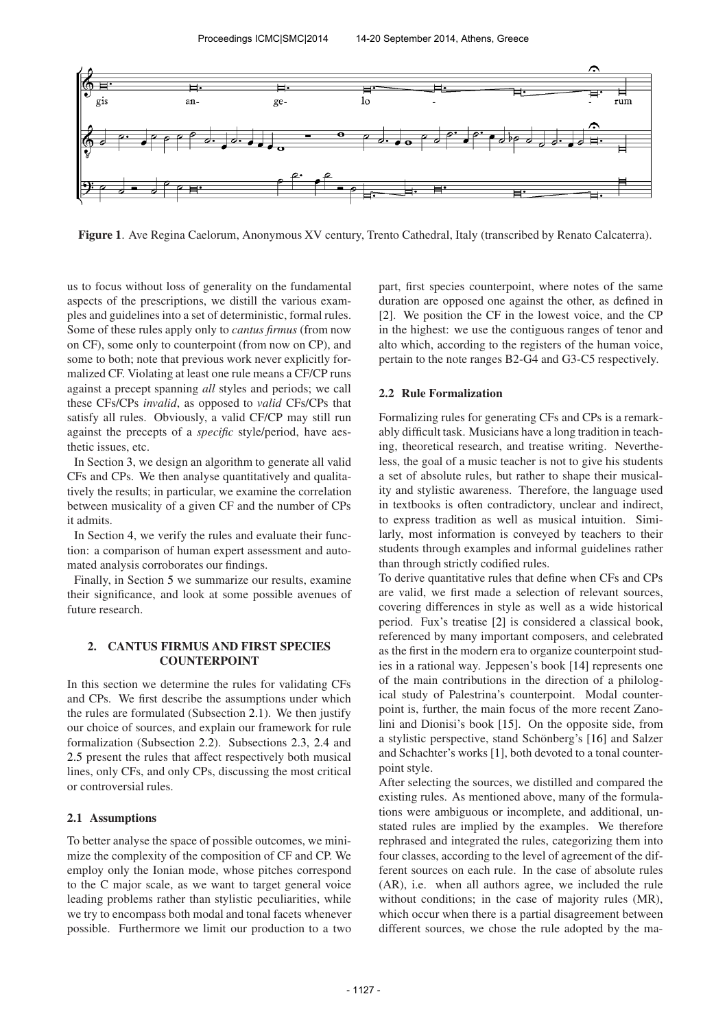**Figure 1**. Ave Regina Caelorum, Anonymous XV century, Trento Cathedral, Italy (transcribed by Renato Calcaterra).

us to focus without loss of generality on the fundamental aspects of the prescriptions, we distill the various examples and guidelines into a set of deterministic, formal rules. Some of these rules apply only to *cantus firmus* (from now on CF), some only to counterpoint (from now on CP), and some to both; note that previous work never explicitly formalized CF. Violating at least one rule means a CF/CP runs against a precept spanning *all* styles and periods; we call these CFs/CPs *invalid*, as opposed to *valid* CFs/CPs that satisfy all rules. Obviously, a valid CF/CP may still run against the precepts of a *specific* style/period, have aesthetic issues, etc.

In Section 3, we design an algorithm to generate all valid CFs and CPs. We then analyse quantitatively and qualitatively the results; in particular, we examine the correlation between musicality of a given CF and the number of CPs it admits.

In Section 4, we verify the rules and evaluate their function: a comparison of human expert assessment and automated analysis corroborates our findings.

Finally, in Section 5 we summarize our results, examine their significance, and look at some possible avenues of future research.

## 2. CANTUS FIRMUS AND FIRST SPECIES COUNTERPOINT

In this section we determine the rules for validating CFs and CPs. We first describe the assumptions under which the rules are formulated (Subsection 2.1). We then justify our choice of sources, and explain our framework for rule formalization (Subsection 2.2). Subsections 2.3, 2.4 and 2.5 present the rules that affect respectively both musical lines, only CFs, and only CPs, discussing the most critical or controversial rules.

### 2.1 Assumptions

To better analyse the space of possible outcomes, we minimize the complexity of the composition of CF and CP. We employ only the Ionian mode, whose pitches correspond to the C major scale, as we want to target general voice leading problems rather than stylistic peculiarities, while we try to encompass both modal and tonal facets whenever possible. Furthermore we limit our production to a two part, first species counterpoint, where notes of the same duration are opposed one against the other, as defined in [2]. We position the CF in the lowest voice, and the CP in the highest: we use the contiguous ranges of tenor and alto which, according to the registers of the human voice, pertain to the note ranges B2-G4 and G3-C5 respectively.

### 2.2 Rule Formalization

Formalizing rules for generating CFs and CPs is a remarkably difficult task. Musicians have a long tradition in teaching, theoretical research, and treatise writing. Nevertheless, the goal of a music teacher is not to give his students a set of absolute rules, but rather to shape their musicality and stylistic awareness. Therefore, the language used in textbooks is often contradictory, unclear and indirect, to express tradition as well as musical intuition. Similarly, most information is conveyed by teachers to their students through examples and informal guidelines rather than through strictly codified rules.

To derive quantitative rules that define when CFs and CPs are valid, we first made a selection of relevant sources, covering differences in style as well as a wide historical period. Fux's treatise [2] is considered a classical book, referenced by many important composers, and celebrated as the first in the modern era to organize counterpoint studies in a rational way. Jeppesen's book [14] represents one of the main contributions in the direction of a philological study of Palestrina's counterpoint. Modal counterpoint is, further, the main focus of the more recent Zanolini and Dionisi's book [15]. On the opposite side, from a stylistic perspective, stand Schönberg's [16] and Salzer and Schachter's works [1], both devoted to a tonal counterpoint style.

After selecting the sources, we distilled and compared the existing rules. As mentioned above, many of the formulations were ambiguous or incomplete, and additional, unstated rules are implied by the examples. We therefore rephrased and integrated the rules, categorizing them into four classes, according to the level of agreement of the different sources on each rule. In the case of absolute rules (AR), i.e. when all authors agree, we included the rule without conditions; in the case of majority rules (MR), which occur when there is a partial disagreement between different sources, we chose the rule adopted by the ma-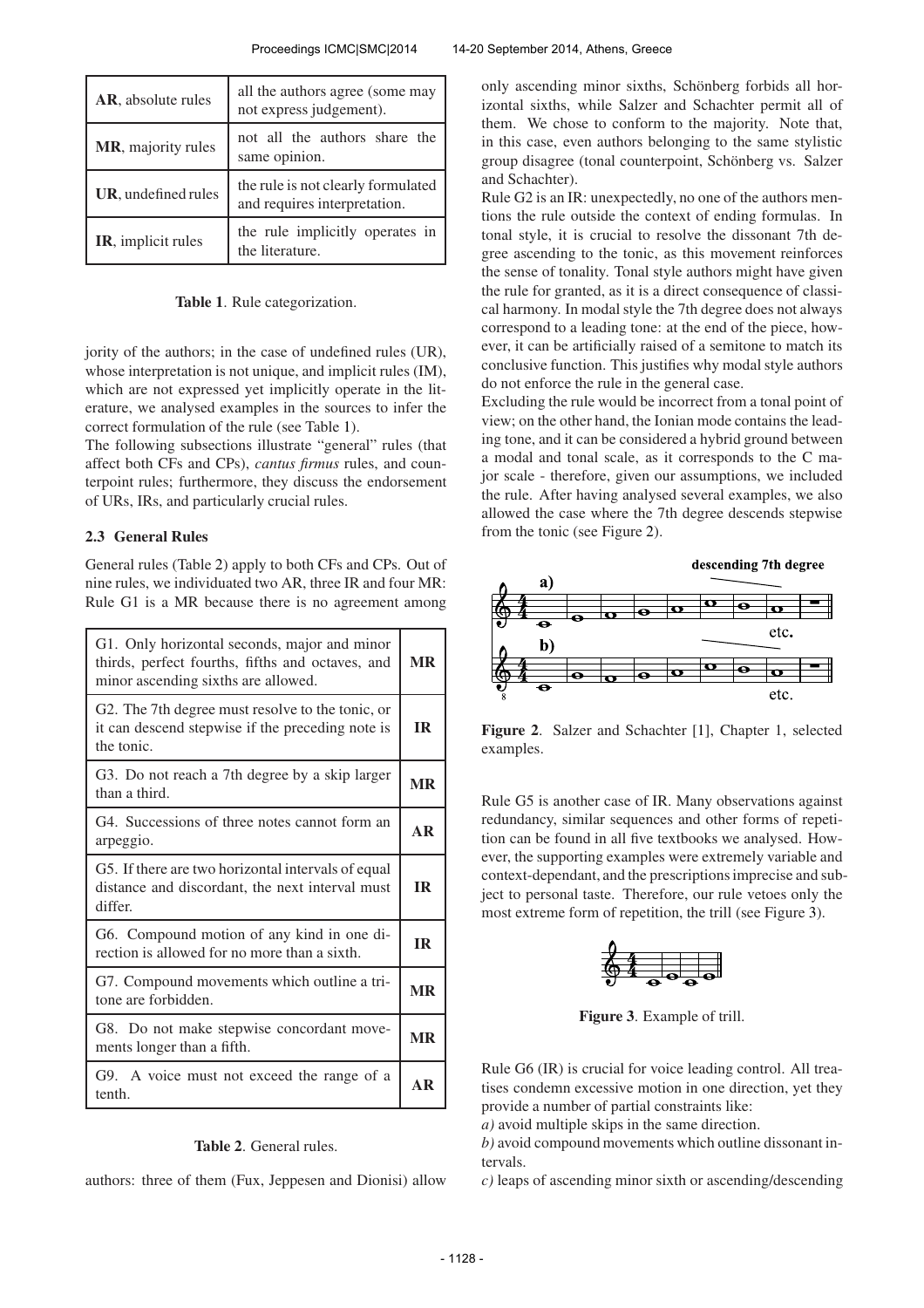| AR, absolute rules | all the authors agree (some may not express judgement). |
|---|---|
| MR, majority rules | not all the authors share the same opinion. |
| UR, undefined rules | the rule is not clearly formulated and requires interpretation. |
| IR, implicit rules | the rule implicitly operates in the literature. |

**Table 1**. Rule categorization.

jority of the authors; in the case of undefined rules (UR), whose interpretation is not unique, and implicit rules (IM), which are not expressed yet implicitly operate in the literature, we analysed examples in the sources to infer the correct formulation of the rule (see Table 1).

The following subsections illustrate "general" rules (that affect both CFs and CPs), *cantus firmus* rules, and counterpoint rules; furthermore, they discuss the endorsement of URs, IRs, and particularly crucial rules.

### 2.3 General Rules

General rules (Table 2) apply to both CFs and CPs. Out of nine rules, we individuated two AR, three IR and four MR: Rule G1 is a MR because there is no agreement among authors: three of them (Fux, Jeppesen and Dionisi) allow only ascending minor sixths, Schönberg forbids all horizontal sixths, while Salzer and Schachter permit all of them. We chose to conform to the majority. Note that, in this case, even authors belonging to the same stylistic group disagree (tonal counterpoint, Schönberg vs. Salzer and Schachter).

| Rule | Type |
|---|---|
| G1. Only horizontal seconds, major and minor thirds, perfect fourths, fifths and octaves, and minor ascending sixths are allowed. | MR |
| G2. The 7th degree must resolve to the tonic, or it can descend stepwise if the preceding note is the tonic. | IR |
| G3. Do not reach a 7th degree by a skip larger than a third. | MR |
| G4. Successions of three notes cannot form an arpeggio. | AR |
| G5. If there are two horizontal intervals of equal distance and discordant, the next interval must differ. | IR |
| G6. Compound motion of any kind in one direction is allowed for no more than a sixth. | IR |
| G7. Compound movements which outline a tritone are forbidden. | MR |
| G8. Do not make stepwise concordant movements longer than a fifth. | MR |
| G9. A voice must not exceed the range of a tenth. | AR |

**Table 2**. General rules.

Rule G2 is an IR: unexpectedly, no one of the authors mentions the rule outside the context of ending formulas. In tonal style, it is crucial to resolve the dissonant 7th degree ascending to the tonic, as this movement reinforces the sense of tonality. Tonal style authors might have given the rule for granted, as it is a direct consequence of classical harmony. In modal style the 7th degree does not always correspond to a leading tone: at the end of the piece, however, it can be artificially raised of a semitone to match its conclusive function. This justifies why modal style authors do not enforce the rule in the general case.

Excluding the rule would be incorrect from a tonal point of view; on the other hand, the Ionian mode contains the leading tone, and it can be considered a hybrid ground between a modal and tonal scale, as it corresponds to the C major scale - therefore, given our assumptions, we included the rule. After having analysed several examples, we also allowed the case where the 7th degree descends stepwise from the tonic (see Figure 2).

**Figure 2**. Salzer and Schachter [1], Chapter 1, selected examples.

Rule G5 is another case of IR. Many observations against redundancy, similar sequences and other forms of repetition can be found in all five textbooks we analysed. However, the supporting examples were extremely variable and context-dependant, and the prescriptions imprecise and subject to personal taste. Therefore, our rule vetoes only the most extreme form of repetition, the trill (see Figure 3).

**Figure 3**. Example of trill.

Rule G6 (IR) is crucial for voice leading control. All treatises condemn excessive motion in one direction, yet they provide a number of partial constraints like:

*a)* avoid multiple skips in the same direction.

*b)* avoid compound movements which outline dissonant intervals.

*c)* leaps of ascending minor sixth or ascending/descending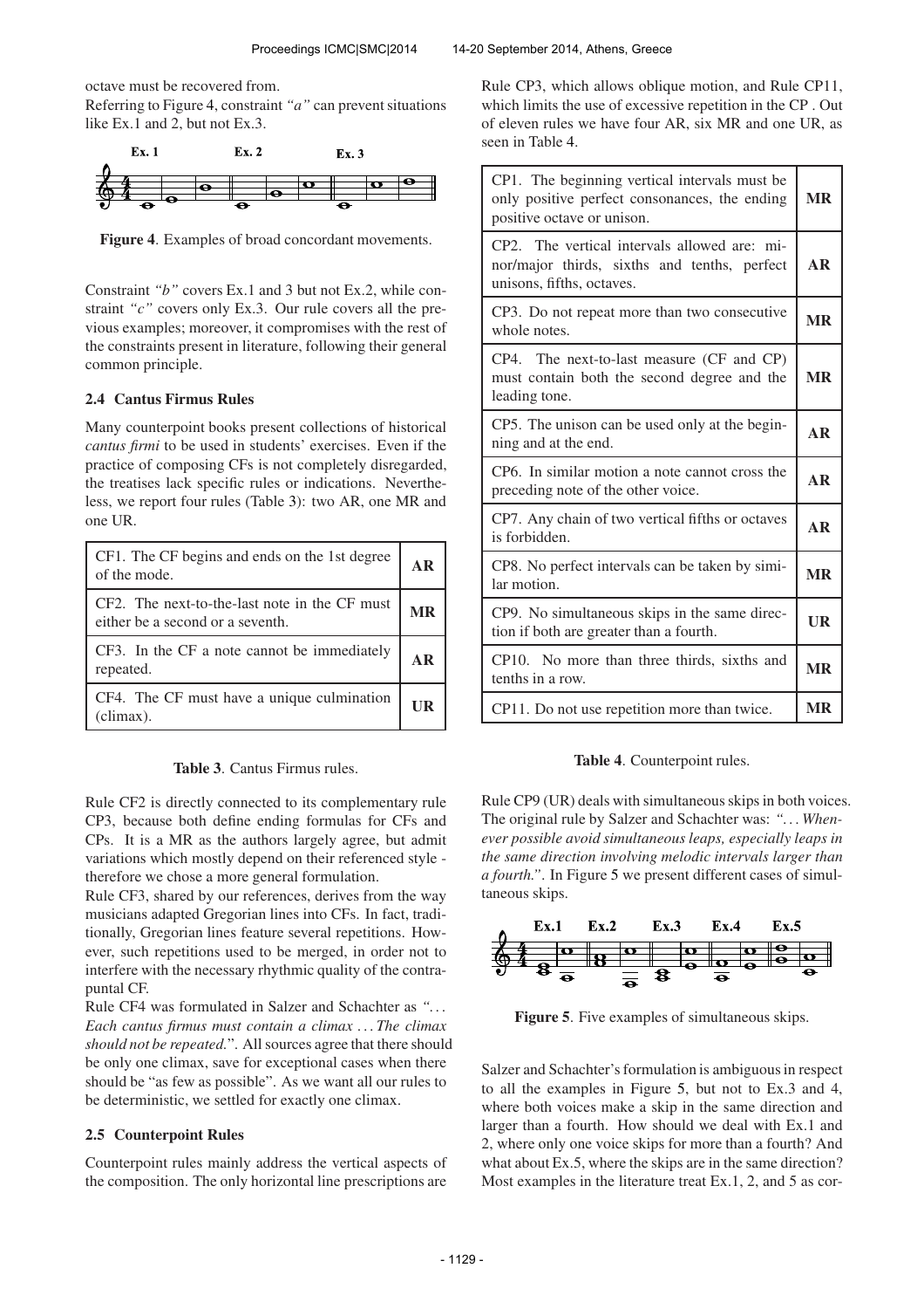octave must be recovered from.

Referring to Figure 4, constraint *"a"* can prevent situations like Ex.1 and 2, but not Ex.3.

**Figure 4**. Examples of broad concordant movements.

Constraint *"b"* covers Ex.1 and 3 but not Ex.2, while constraint *"c"* covers only Ex.3. Our rule covers all the previous examples; moreover, it compromises with the rest of the constraints present in literature, following their general common principle.

### 2.4 Cantus Firmus Rules

Many counterpoint books present collections of historical *cantus firmi* to be used in students' exercises. Even if the practice of composing CFs is not completely disregarded, the treatises lack specific rules or indications. Nevertheless, we report four rules (Table 3): two AR, one MR and one UR.

| Rule | Type |
|---|---|
| CF1. The CF begins and ends on the 1st degree of the mode. | **AR** |
| CF2. The next-to-the-last note in the CF must either be a second or a seventh. | **MR** |
| CF3. In the CF a note cannot be immediately repeated. | **AR** |
| CF4. The CF must have a unique culmination (climax). | **UR** |

**Table 3**. Cantus Firmus rules.

Rule CF2 is directly connected to its complementary rule CP3, because both define ending formulas for CFs and CPs. It is a MR as the authors largely agree, but admit variations which mostly depend on their referenced style - therefore we chose a more general formulation.

Rule CF3, shared by our references, derives from the way musicians adapted Gregorian lines into CFs. In fact, traditionally, Gregorian lines feature several repetitions. However, such repetitions used to be merged, in order not to interfere with the necessary rhythmic quality of the contrapuntal CF.

Rule CF4 was formulated in Salzer and Schachter as *"... Each cantus firmus must contain a climax ... The climax should not be repeated."*. All sources agree that there should be only one climax, save for exceptional cases when there should be "as few as possible". As we want all our rules to be deterministic, we settled for exactly one climax.

### 2.5 Counterpoint Rules

Counterpoint rules mainly address the vertical aspects of the composition. The only horizontal line prescriptions are Rule CP3, which allows oblique motion, and Rule CP11, which limits the use of excessive repetition in the CP . Out of eleven rules we have four AR, six MR and one UR, as seen in Table 4.

| Rule | Type |
|---|---|
| CP1. The beginning vertical intervals must be only positive perfect consonances, the ending positive octave or unison. | **MR** |
| CP2. The vertical intervals allowed are: minor/major thirds, sixths and tenths, perfect unisons, fifths, octaves. | **AR** |
| CP3. Do not repeat more than two consecutive whole notes. | **MR** |
| CP4. The next-to-last measure (CF and CP) must contain both the second degree and the leading tone. | **MR** |
| CP5. The unison can be used only at the beginning and at the end. | **AR** |
| CP6. In similar motion a note cannot cross the preceding note of the other voice. | **AR** |
| CP7. Any chain of two vertical fifths or octaves is forbidden. | **AR** |
| CP8. No perfect intervals can be taken by similar motion. | **MR** |
| CP9. No simultaneous skips in the same direction if both are greater than a fourth. | **UR** |
| CP10. No more than three thirds, sixths and tenths in a row. | **MR** |
| CP11. Do not use repetition more than twice. | **MR** |

**Table 4**. Counterpoint rules.

Rule CP9 (UR) deals with simultaneous skips in both voices. The original rule by Salzer and Schachter was: *"... Whenever possible avoid simultaneous leaps, especially leaps in the same direction involving melodic intervals larger than a fourth."*. In Figure 5 we present different cases of simultaneous skips.

**Figure 5**. Five examples of simultaneous skips.

Salzer and Schachter's formulation is ambiguous in respect to all the examples in Figure 5, but not to Ex.3 and 4, where both voices make a skip in the same direction and larger than a fourth. How should we deal with Ex.1 and 2, where only one voice skips for more than a fourth? And what about Ex.5, where the skips are in the same direction? Most examples in the literature treat Ex.1, 2, and 5 as cor-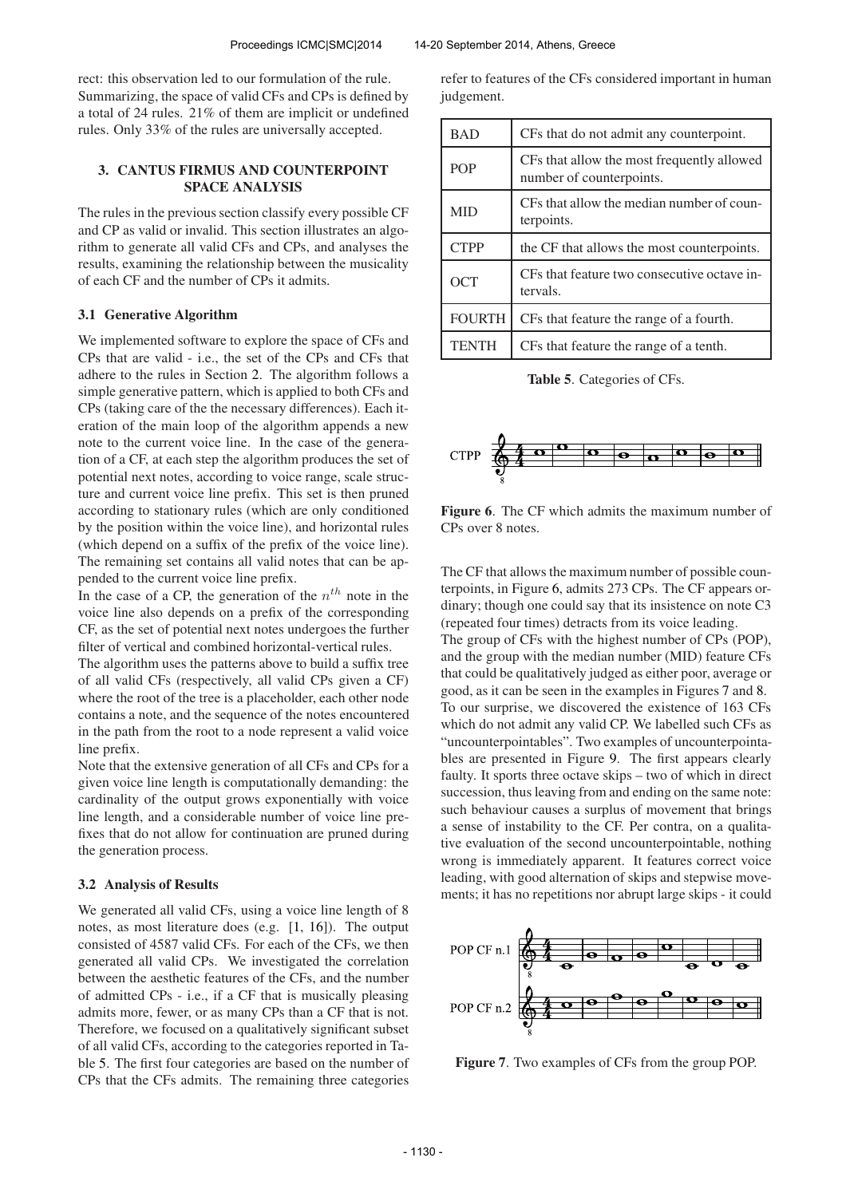rect: this observation led to our formulation of the rule. Summarizing, the space of valid CFs and CPs is defined by a total of 24 rules. 21% of them are implicit or undefined rules. Only 33% of the rules are universally accepted.

## 3. CANTUS FIRMUS AND COUNTERPOINT SPACE ANALYSIS

The rules in the previous section classify every possible CF and CP as valid or invalid. This section illustrates an algorithm to generate all valid CFs and CPs, and analyses the results, examining the relationship between the musicality of each CF and the number of CPs it admits.

### 3.1 Generative Algorithm

We implemented software to explore the space of CFs and CPs that are valid - i.e., the set of the CPs and CFs that adhere to the rules in Section 2. The algorithm follows a simple generative pattern, which is applied to both CFs and CPs (taking care of the the necessary differences). Each iteration of the main loop of the algorithm appends a new note to the current voice line. In the case of the generation of a CF, at each step the algorithm produces the set of potential next notes, according to voice range, scale structure and current voice line prefix. This set is then pruned according to stationary rules (which are only conditioned by the position within the voice line), and horizontal rules (which depend on a suffix of the prefix of the voice line). The remaining set contains all valid notes that can be appended to the current voice line prefix.

In the case of a CP, the generation of the $n^{th}$ note in the voice line also depends on a prefix of the corresponding CF, as the set of potential next notes undergoes the further filter of vertical and combined horizontal-vertical rules.

The algorithm uses the patterns above to build a suffix tree of all valid CFs (respectively, all valid CPs given a CF) where the root of the tree is a placeholder, each other node contains a note, and the sequence of the notes encountered in the path from the root to a node represent a valid voice line prefix.

Note that the extensive generation of all CFs and CPs for a given voice line length is computationally demanding: the cardinality of the output grows exponentially with voice line length, and a considerable number of voice line prefixes that do not allow for continuation are pruned during the generation process.

### 3.2 Analysis of Results

We generated all valid CFs, using a voice line length of 8 notes, as most literature does (e.g. [1, 16]). The output consisted of 4587 valid CFs. For each of the CFs, we then generated all valid CPs. We investigated the correlation between the aesthetic features of the CFs, and the number of admitted CPs - i.e., if a CF that is musically pleasing admits more, fewer, or as many CPs than a CF that is not. Therefore, we focused on a qualitatively significant subset of all valid CFs, according to the categories reported in Table 5. The first four categories are based on the number of CPs that the CFs admits. The remaining three categories refer to features of the CFs considered important in human judgement.

| | |
|---|---|
| BAD | CFs that do not admit any counterpoint. |
| POP | CFs that allow the most frequently allowed number of counterpoints. |
| MID | CFs that allow the median number of counterpoints. |
| CTPP | the CF that allows the most counterpoints. |
| OCT | CFs that feature two consecutive octave intervals. |
| FOURTH | CFs that feature the range of a fourth. |
| TENTH | CFs that feature the range of a tenth. |

**Table 5**. Categories of CFs.

**Figure 6**. The CF which admits the maximum number of CPs over 8 notes.

The CF that allows the maximum number of possible counterpoints, in Figure 6, admits 273 CPs. The CF appears ordinary; though one could say that its insistence on note C3 (repeated four times) detracts from its voice leading.

The group of CFs with the highest number of CPs (POP), and the group with the median number (MID) feature CFs that could be qualitatively judged as either poor, average or good, as it can be seen in the examples in Figures 7 and 8.

To our surprise, we discovered the existence of 163 CFs which do not admit any valid CP. We labelled such CFs as "uncounterpointables". Two examples of uncounterpointables are presented in Figure 9. The first appears clearly faulty. It sports three octave skips – two of which in direct succession, thus leaving from and ending on the same note: such behaviour causes a surplus of movement that brings a sense of instability to the CF. Per contra, on a qualitative evaluation of the second uncounterpointable, nothing wrong is immediately apparent. It features correct voice leading, with good alternation of skips and stepwise movements; it has no repetitions nor abrupt large skips - it could

**Figure 7**. Two examples of CFs from the group POP.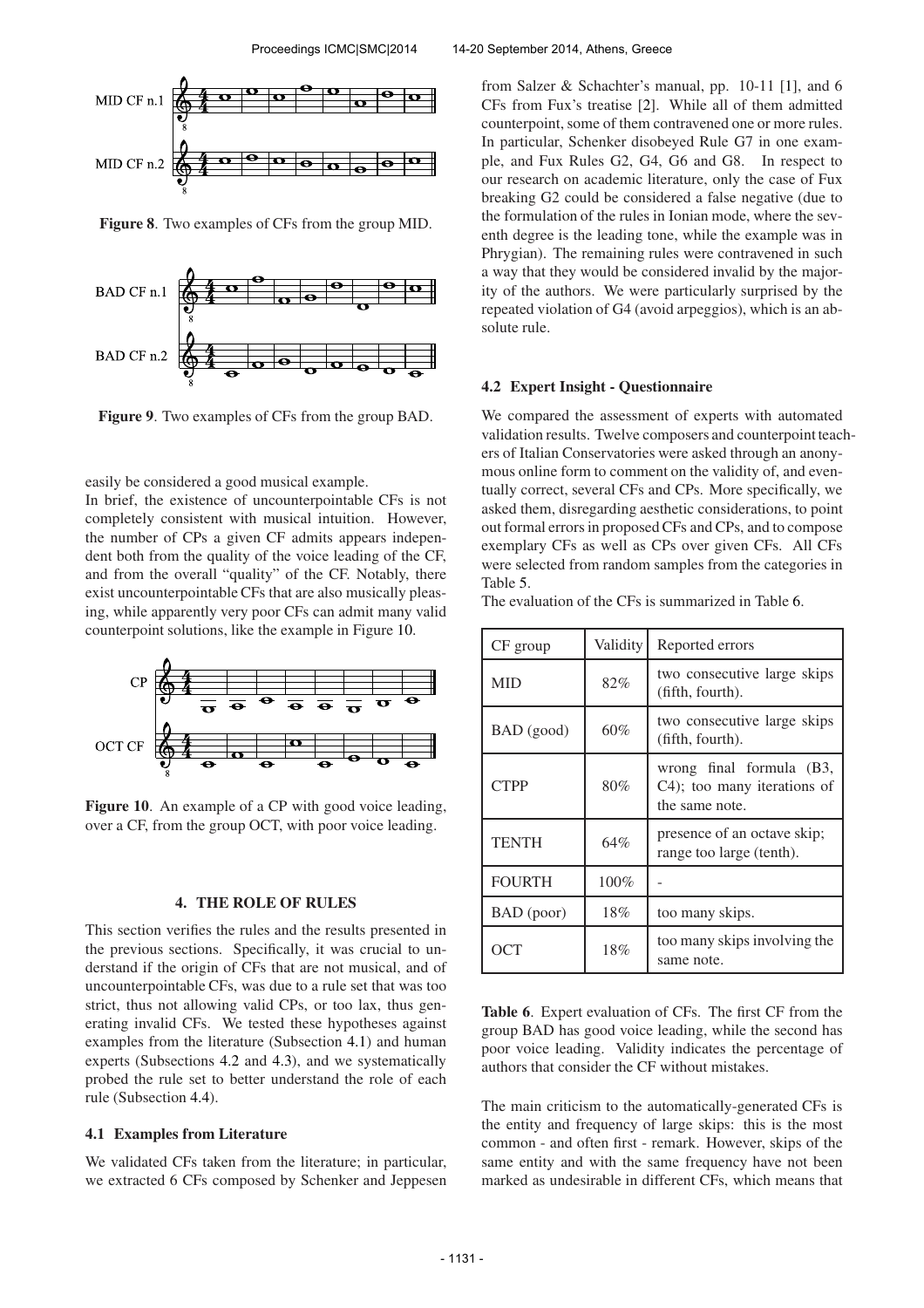**Figure 8**. Two examples of CFs from the group MID.

**Figure 9**. Two examples of CFs from the group BAD.

easily be considered a good musical example.

In brief, the existence of uncounterpointable CFs is not completely consistent with musical intuition. However, the number of CPs a given CF admits appears independent both from the quality of the voice leading of the CF, and from the overall "quality" of the CF. Notably, there exist uncounterpointable CFs that are also musically pleasing, while apparently very poor CFs can admit many valid counterpoint solutions, like the example in Figure 10.

**Figure 10**. An example of a CP with good voice leading, over a CF, from the group OCT, with poor voice leading.

## 4. THE ROLE OF RULES

This section verifies the rules and the results presented in the previous sections. Specifically, it was crucial to understand if the origin of CFs that are not musical, and of uncounterpointable CFs, was due to a rule set that was too strict, thus not allowing valid CPs, or too lax, thus generating invalid CFs. We tested these hypotheses against examples from the literature (Subsection 4.1) and human experts (Subsections 4.2 and 4.3), and we systematically probed the rule set to better understand the role of each rule (Subsection 4.4).

### 4.1 Examples from Literature

We validated CFs taken from the literature; in particular, we extracted 6 CFs composed by Schenker and Jeppesen from Salzer & Schachter's manual, pp. 10-11 [1], and 6 CFs from Fux's treatise [2]. While all of them admitted counterpoint, some of them contravened one or more rules. In particular, Schenker disobeyed Rule G7 in one example, and Fux Rules G2, G4, G6 and G8. In respect to our research on academic literature, only the case of Fux breaking G2 could be considered a false negative (due to the formulation of the rules in Ionian mode, where the seventh degree is the leading tone, while the example was in Phrygian). The remaining rules were contravened in such a way that they would be considered invalid by the majority of the authors. We were particularly surprised by the repeated violation of G4 (avoid arpeggios), which is an absolute rule.

### 4.2 Expert Insight - Questionnaire

We compared the assessment of experts with automated validation results. Twelve composers and counterpoint teachers of Italian Conservatories were asked through an anonymous online form to comment on the validity of, and eventually correct, several CFs and CPs. More specifically, we asked them, disregarding aesthetic considerations, to point out formal errors in proposed CFs and CPs, and to compose exemplary CFs as well as CPs over given CFs. All CFs were selected from random samples from the categories in Table 5.

The evaluation of the CFs is summarized in Table 6.

| CF group | Validity | Reported errors |
|---|---|---|
| MID | 82% | two consecutive large skips (fifth, fourth). |
| BAD (good) | 60% | two consecutive large skips (fifth, fourth). |
| CTPP | 80% | wrong final formula (B3, C4); too many iterations of the same note. |
| TENTH | 64% | presence of an octave skip; range too large (tenth). |
| FOURTH | 100% | - |
| BAD (poor) | 18% | too many skips. |
| OCT | 18% | too many skips involving the same note. |

**Table 6**. Expert evaluation of CFs. The first CF from the group BAD has good voice leading, while the second has poor voice leading. Validity indicates the percentage of authors that consider the CF without mistakes.

The main criticism to the automatically-generated CFs is the entity and frequency of large skips: this is the most common - and often first - remark. However, skips of the same entity and with the same frequency have not been marked as undesirable in different CFs, which means that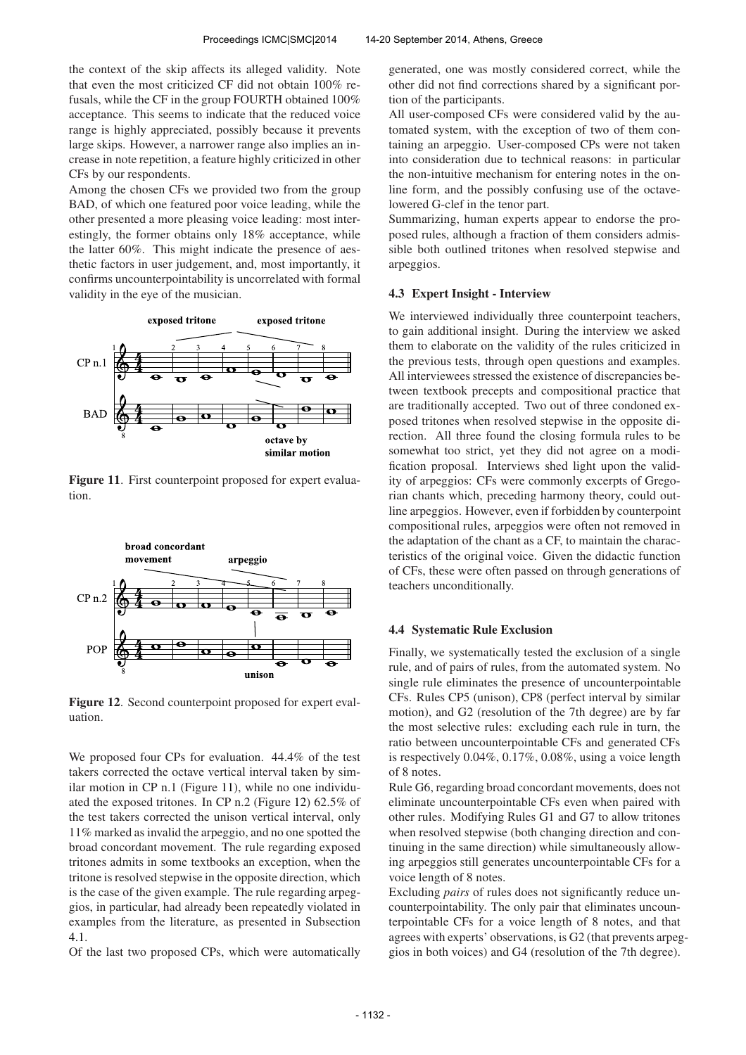the context of the skip affects its alleged validity. Note that even the most criticized CF did not obtain 100% refusals, while the CF in the group FOURTH obtained 100% acceptance. This seems to indicate that the reduced voice range is highly appreciated, possibly because it prevents large skips. However, a narrower range also implies an increase in note repetition, a feature highly criticized in other CFs by our respondents.

Among the chosen CFs we provided two from the group BAD, of which one featured poor voice leading, while the other presented a more pleasing voice leading: most interestingly, the former obtains only 18% acceptance, while the latter 60%. This might indicate the presence of aesthetic factors in user judgement, and, most importantly, it confirms uncounterpointability is uncorrelated with formal validity in the eye of the musician.

**Figure 11**. First counterpoint proposed for expert evaluation.

**Figure 12**. Second counterpoint proposed for expert evaluation.

We proposed four CPs for evaluation. 44.4% of the test takers corrected the octave vertical interval taken by similar motion in CP n.1 (Figure 11), while no one individuated the exposed tritones. In CP n.2 (Figure 12) 62.5% of the test takers corrected the unison vertical interval, only 11% marked as invalid the arpeggio, and no one spotted the broad concordant movement. The rule regarding exposed tritones admits in some textbooks an exception, when the tritone is resolved stepwise in the opposite direction, which is the case of the given example. The rule regarding arpeggios, in particular, had already been repeatedly violated in examples from the literature, as presented in Subsection 4.1.

Of the last two proposed CPs, which were automatically generated, one was mostly considered correct, while the other did not find corrections shared by a significant portion of the participants.

All user-composed CFs were considered valid by the automated system, with the exception of two of them containing an arpeggio. User-composed CPs were not taken into consideration due to technical reasons: in particular the non-intuitive mechanism for entering notes in the online form, and the possibly confusing use of the octave-lowered G-clef in the tenor part.

Summarizing, human experts appear to endorse the proposed rules, although a fraction of them considers admissible both outlined tritones when resolved stepwise and arpeggios.

### 4.3 Expert Insight - Interview

We interviewed individually three counterpoint teachers, to gain additional insight. During the interview we asked them to elaborate on the validity of the rules criticized in the previous tests, through open questions and examples. All interviewees stressed the existence of discrepancies between textbook precepts and compositional practice that are traditionally accepted. Two out of three condoned exposed tritones when resolved stepwise in the opposite direction. All three found the closing formula rules to be somewhat too strict, yet they did not agree on a modification proposal. Interviews shed light upon the validity of arpeggios: CFs were commonly excerpts of Gregorian chants which, preceding harmony theory, could outline arpeggios. However, even if forbidden by counterpoint compositional rules, arpeggios were often not removed in the adaptation of the chant as a CF, to maintain the characteristics of the original voice. Given the didactic function of CFs, these were often passed on through generations of teachers unconditionally.

### 4.4 Systematic Rule Exclusion

Finally, we systematically tested the exclusion of a single rule, and of pairs of rules, from the automated system. No single rule eliminates the presence of uncounterpointable CFs. Rules CP5 (unison), CP8 (perfect interval by similar motion), and G2 (resolution of the 7th degree) are by far the most selective rules: excluding each rule in turn, the ratio between uncounterpointable CFs and generated CFs is respectively 0.04%, 0.17%, 0.08%, using a voice length of 8 notes.

Rule G6, regarding broad concordant movements, does not eliminate uncounterpointable CFs even when paired with other rules. Modifying Rules G1 and G7 to allow tritones when resolved stepwise (both changing direction and continuing in the same direction) while simultaneously allowing arpeggios still generates uncounterpointable CFs for a voice length of 8 notes.

Excluding *pairs* of rules does not significantly reduce uncounterpointability. The only pair that eliminates uncounterpointable CFs for a voice length of 8 notes, and that agrees with experts' observations, is G2 (that prevents arpeggios in both voices) and G4 (resolution of the 7th degree).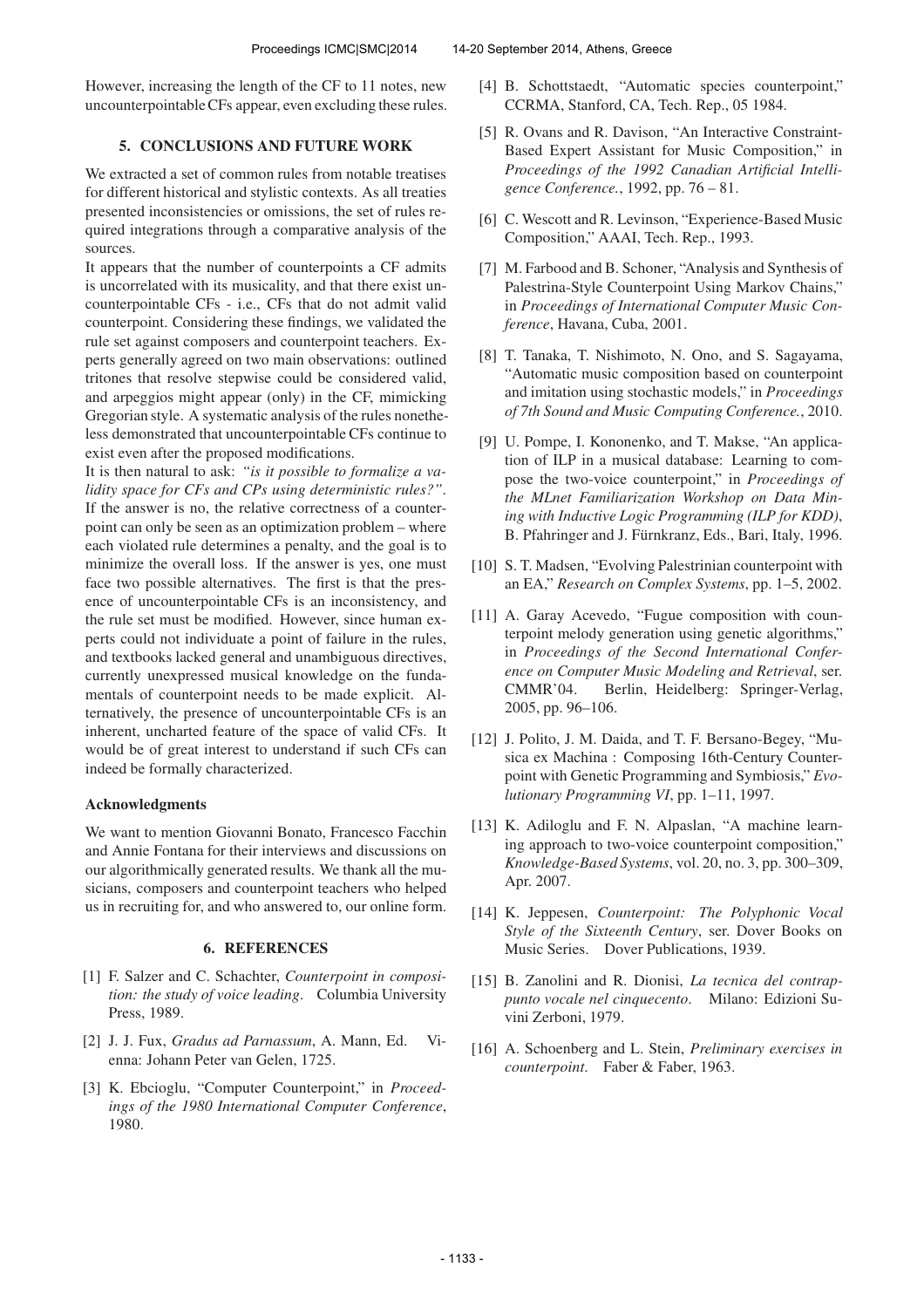However, increasing the length of the CF to 11 notes, new uncounterpointable CFs appear, even excluding these rules.

## 5. CONCLUSIONS AND FUTURE WORK

We extracted a set of common rules from notable treatises for different historical and stylistic contexts. As all treaties presented inconsistencies or omissions, the set of rules required integrations through a comparative analysis of the sources.

It appears that the number of counterpoints a CF admits is uncorrelated with its musicality, and that there exist uncounterpointable CFs - i.e., CFs that do not admit valid counterpoint. Considering these findings, we validated the rule set against composers and counterpoint teachers. Experts generally agreed on two main observations: outlined tritones that resolve stepwise could be considered valid, and arpeggios might appear (only) in the CF, mimicking Gregorian style. A systematic analysis of the rules nonetheless demonstrated that uncounterpointable CFs continue to exist even after the proposed modifications.

It is then natural to ask: *"is it possible to formalize a validity space for CFs and CPs using deterministic rules?"*. If the answer is no, the relative correctness of a counterpoint can only be seen as an optimization problem – where each violated rule determines a penalty, and the goal is to minimize the overall loss. If the answer is yes, one must face two possible alternatives. The first is that the presence of uncounterpointable CFs is an inconsistency, and the rule set must be modified. However, since human experts could not individuate a point of failure in the rules, and textbooks lacked general and unambiguous directives, currently unexpressed musical knowledge on the fundamentals of counterpoint needs to be made explicit. Alternatively, the presence of uncounterpointable CFs is an inherent, uncharted feature of the space of valid CFs. It would be of great interest to understand if such CFs can indeed be formally characterized.

### Acknowledgments

We want to mention Giovanni Bonato, Francesco Facchin and Annie Fontana for their interviews and discussions on our algorithmically generated results. We thank all the musicians, composers and counterpoint teachers who helped us in recruiting for, and who answered to, our online form.

## 6. REFERENCES

[1] F. Salzer and C. Schachter, *Counterpoint in composition: the study of voice leading*. Columbia University Press, 1989.

[2] J. J. Fux, *Gradus ad Parnassum*, A. Mann, Ed. Vienna: Johann Peter van Gelen, 1725.

[3] K. Ebcioglu, "Computer Counterpoint," in *Proceedings of the 1980 International Computer Conference*, 1980.

[4] B. Schottstaedt, "Automatic species counterpoint," CCRMA, Stanford, CA, Tech. Rep., 05 1984.

[5] R. Ovans and R. Davison, "An Interactive Constraint-Based Expert Assistant for Music Composition," in *Proceedings of the 1992 Canadian Artificial Intelligence Conference.*, 1992, pp. 76 – 81.

[6] C. Wescott and R. Levinson, "Experience-Based Music Composition," AAAI, Tech. Rep., 1993.

[7] M. Farbood and B. Schoner, "Analysis and Synthesis of Palestrina-Style Counterpoint Using Markov Chains," in *Proceedings of International Computer Music Conference*, Havana, Cuba, 2001.

[8] T. Tanaka, T. Nishimoto, N. Ono, and S. Sagayama, "Automatic music composition based on counterpoint and imitation using stochastic models," in *Proceedings of 7th Sound and Music Computing Conference.*, 2010.

[9] U. Pompe, I. Kononenko, and T. Makse, "An application of ILP in a musical database: Learning to compose the two-voice counterpoint," in *Proceedings of the MLnet Familiarization Workshop on Data Mining with Inductive Logic Programming (ILP for KDD)*, B. Pfahringer and J. Fürnkranz, Eds., Bari, Italy, 1996.

[10] S. T. Madsen, "Evolving Palestrinian counterpoint with an EA," *Research on Complex Systems*, pp. 1–5, 2002.

[11] A. Garay Acevedo, "Fugue composition with counterpoint melody generation using genetic algorithms," in *Proceedings of the Second International Conference on Computer Music Modeling and Retrieval*, ser. CMMR'04. Berlin, Heidelberg: Springer-Verlag, 2005, pp. 96–106.

[12] J. Polito, J. M. Daida, and T. F. Bersano-Begey, "Musica ex Machina : Composing 16th-Century Counterpoint with Genetic Programming and Symbiosis," *Evolutionary Programming VI*, pp. 1–11, 1997.

[13] K. Adiloglu and F. N. Alpaslan, "A machine learning approach to two-voice counterpoint composition," *Knowledge-Based Systems*, vol. 20, no. 3, pp. 300–309, Apr. 2007.

[14] K. Jeppesen, *Counterpoint: The Polyphonic Vocal Style of the Sixteenth Century*, ser. Dover Books on Music Series. Dover Publications, 1939.

[15] B. Zanolini and R. Dionisi, *La tecnica del contrappunto vocale nel cinquecento*. Milano: Edizioni Suvini Zerboni, 1979.

[16] A. Schoenberg and L. Stein, *Preliminary exercises in counterpoint*. Faber & Faber, 1963.